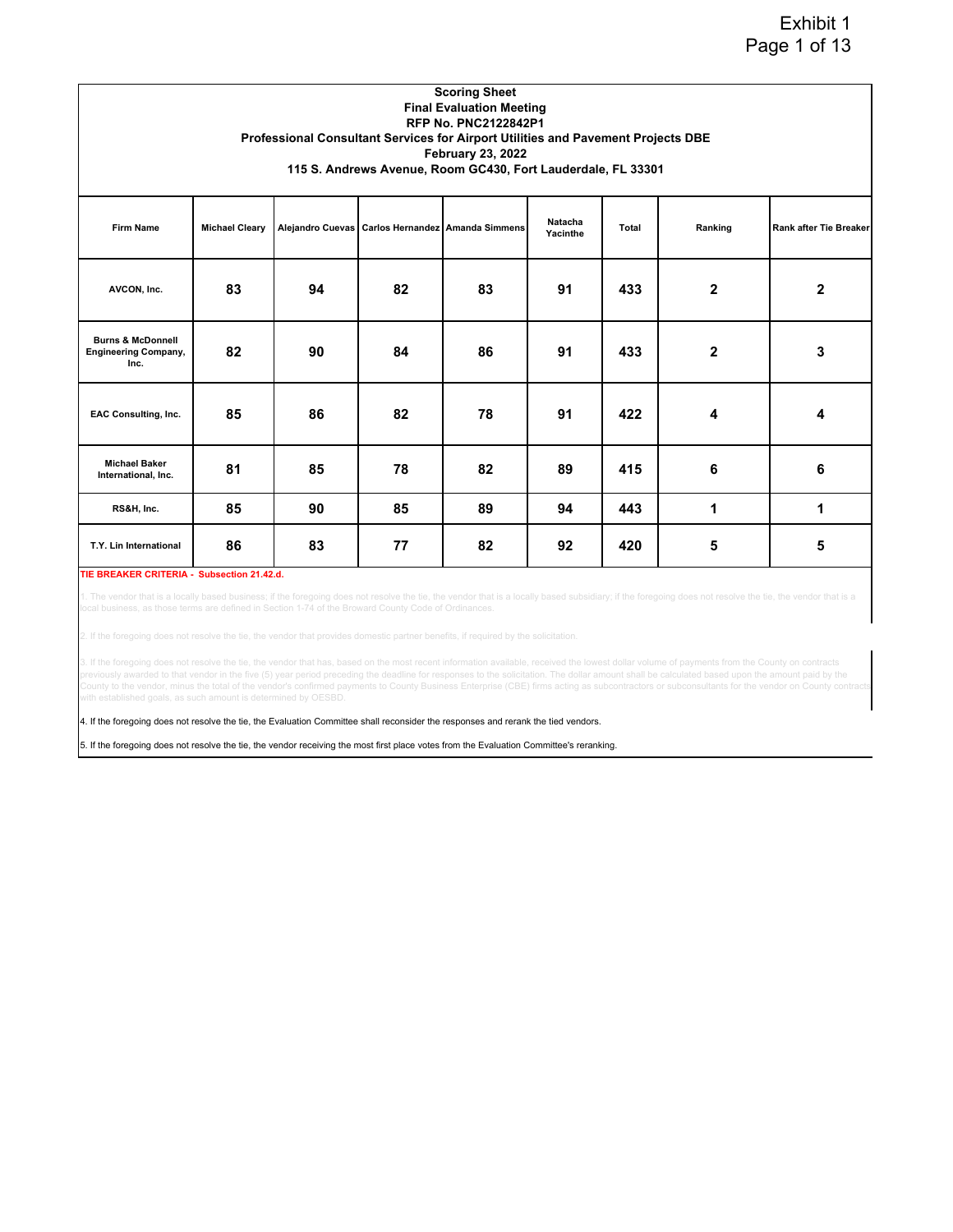Exhibit 1

**Scoring Sheet**
**Final Evaluation Meeting**
**RFP No. PNC2122842P1**
**Professional Consultant Services for Airport Utilities and Pavement Projects DBE**
**February 23, 2022**
**115 S. Andrews Avenue, Room GC430, Fort Lauderdale, FL 33301**

| Firm Name | Michael Cleary | Alejandro Cuevas | Carlos Hernandez | Amanda Simmens | Natacha Yacinthe | Total | Ranking | Rank after Tie Breaker |
|---|---|---|---|---|---|---|---|---|
| AVCON, Inc. | 83 | 94 | 82 | 83 | 91 | 433 | 2 | 2 |
| Burns & McDonnell Engineering Company, Inc. | 82 | 90 | 84 | 86 | 91 | 433 | 2 | 3 |
| EAC Consulting, Inc. | 85 | 86 | 82 | 78 | 91 | 422 | 4 | 4 |
| Michael Baker International, Inc. | 81 | 85 | 78 | 82 | 89 | 415 | 6 | 6 |
| RS&H, Inc. | 85 | 90 | 85 | 89 | 94 | 443 | 1 | 1 |
| T.Y. Lin International | 86 | 83 | 77 | 82 | 92 | 420 | 5 | 5 |

**TIE BREAKER CRITERIA - Subsection 21.42.d.**

1. The vendor that is a locally based business; if the foregoing does not resolve the tie, the vendor that is a locally based subsidiary; if the foregoing does not resolve the tie, the vendor that is a local business, as those terms are defined in Section 1-74 of the Broward County Code of Ordinances.

2. If the foregoing does not resolve the tie, the vendor that provides domestic partner benefits, if required by the solicitation.

3. If the foregoing does not resolve the tie, the vendor that has, based on the most recent information available, received the lowest dollar volume of payments from the County on contracts previously awarded to that vendor in the five (5) year period preceding the deadline for responses to the solicitation. The dollar amount shall be calculated based upon the amount paid by the County to the vendor, minus the total of the vendor's confirmed payments to County Business Enterprise (CBE) firms acting as subcontractors or subconsultants for the vendor on County contracts with established goals, as such amount is determined by OESBD.

4. If the foregoing does not resolve the tie, the Evaluation Committee shall reconsider the responses and rerank the tied vendors.

5. If the foregoing does not resolve the tie, the vendor receiving the most first place votes from the Evaluation Committee's reranking.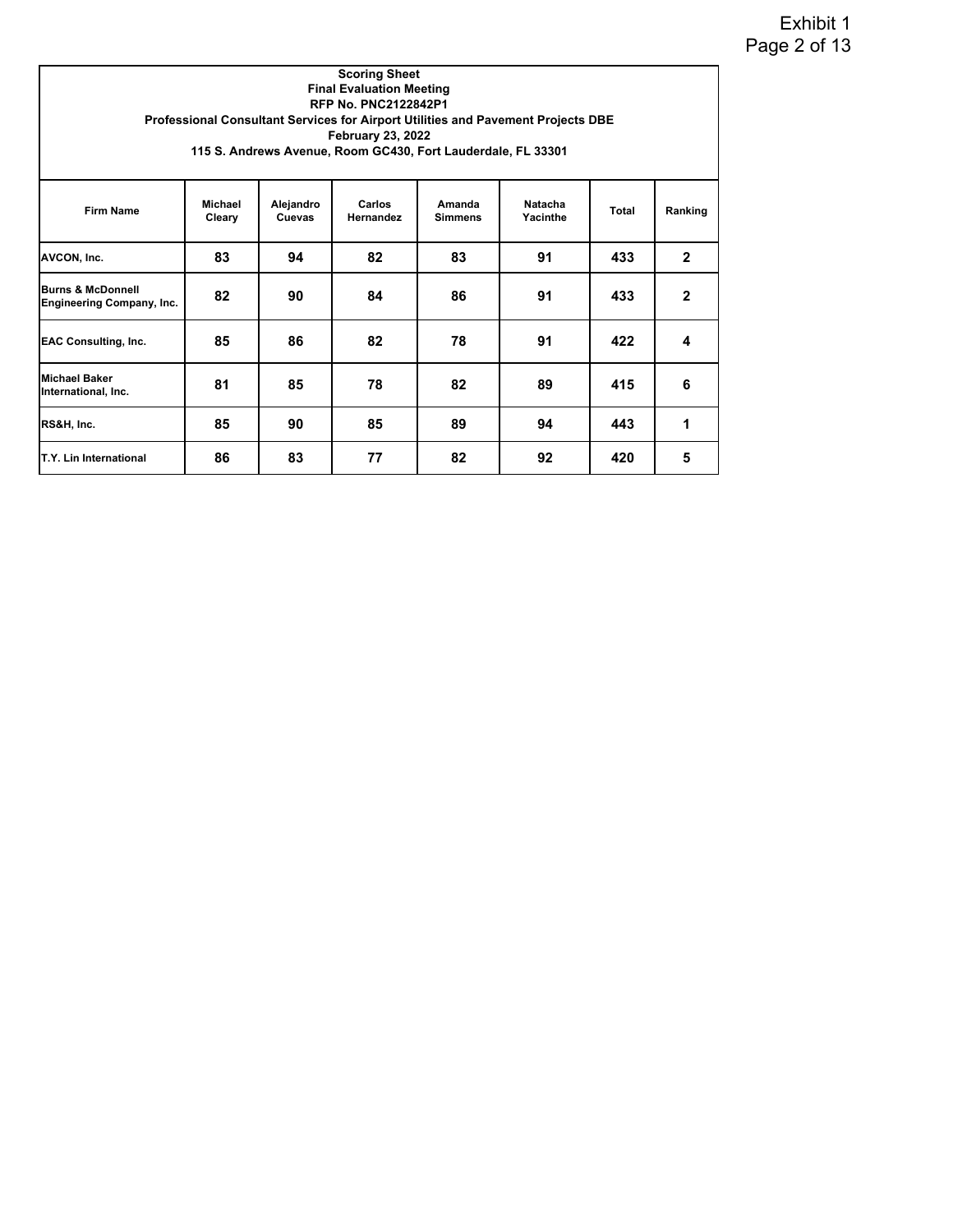Exhibit 1

**Scoring Sheet**
**Final Evaluation Meeting**
**RFP No. PNC2122842P1**
**Professional Consultant Services for Airport Utilities and Pavement Projects DBE**
**February 23, 2022**
**115 S. Andrews Avenue, Room GC430, Fort Lauderdale, FL 33301**

| Firm Name | Michael Cleary | Alejandro Cuevas | Carlos Hernandez | Amanda Simmens | Natacha Yacinthe | Total | Ranking |
|---|---|---|---|---|---|---|---|
| AVCON, Inc. | 83 | 94 | 82 | 83 | 91 | 433 | 2 |
| Burns & McDonnell Engineering Company, Inc. | 82 | 90 | 84 | 86 | 91 | 433 | 2 |
| EAC Consulting, Inc. | 85 | 86 | 82 | 78 | 91 | 422 | 4 |
| Michael Baker International, Inc. | 81 | 85 | 78 | 82 | 89 | 415 | 6 |
| RS&H, Inc. | 85 | 90 | 85 | 89 | 94 | 443 | 1 |
| T.Y. Lin International | 86 | 83 | 77 | 82 | 92 | 420 | 5 |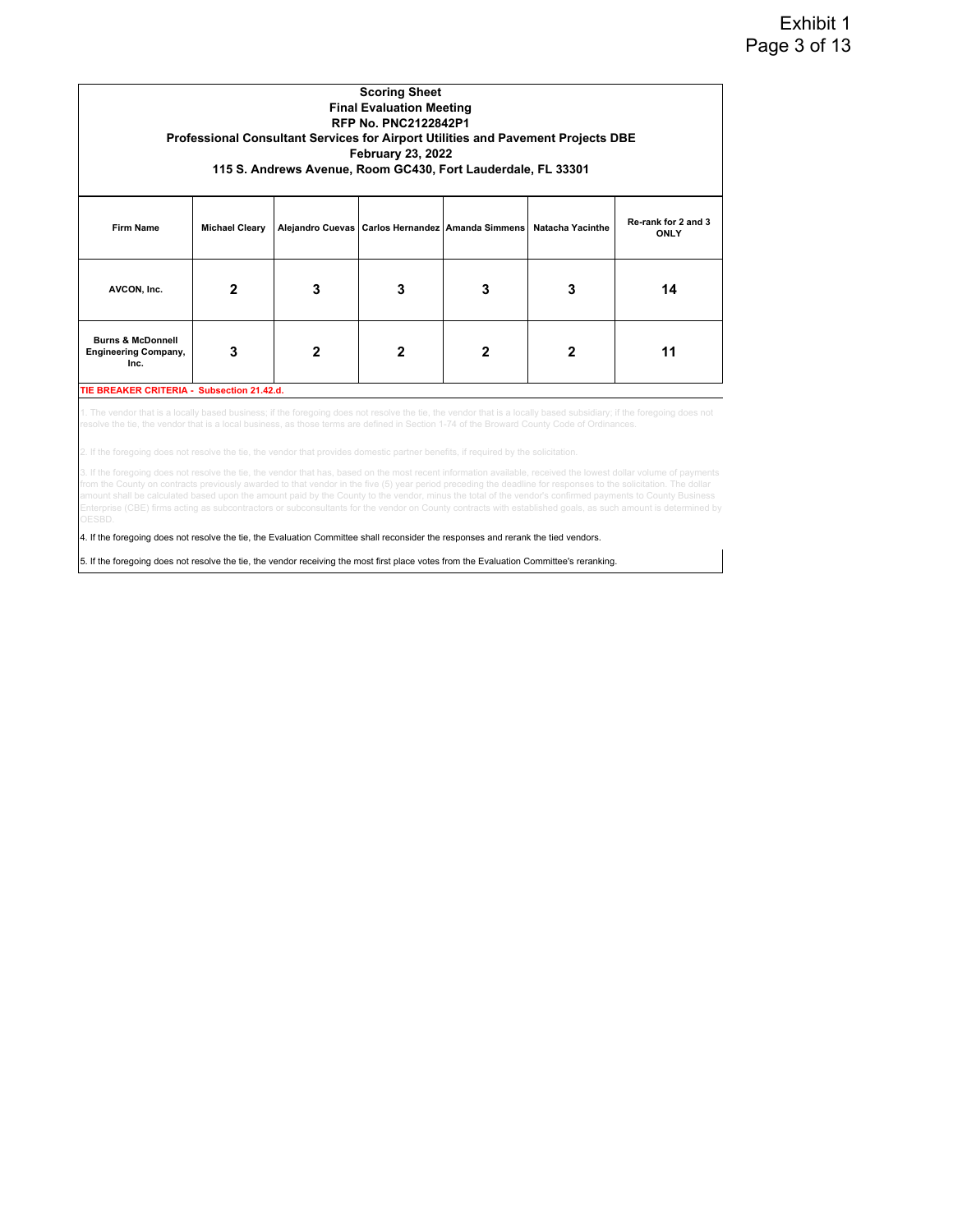**Scoring Sheet**
**Final Evaluation Meeting**
**RFP No. PNC2122842P1**
**Professional Consultant Services for Airport Utilities and Pavement Projects DBE**
**February 23, 2022**
**115 S. Andrews Avenue, Room GC430, Fort Lauderdale, FL 33301**

| Firm Name | Michael Cleary | Alejandro Cuevas | Carlos Hernandez | Amanda Simmens | Natacha Yacinthe | Re-rank for 2 and 3 ONLY |
|---|---|---|---|---|---|---|
| AVCON, Inc. | 2 | 3 | 3 | 3 | 3 | 14 |
| Burns & McDonnell Engineering Company, Inc. | 3 | 2 | 2 | 2 | 2 | 11 |

**TIE BREAKER CRITERIA - Subsection 21.42.d.**

1. The vendor that is a locally based business; if the foregoing does not resolve the tie, the vendor that is a locally based subsidiary; if the foregoing does not resolve the tie, the vendor that is a local business, as those terms are defined in Section 1-74 of the Broward County Code of Ordinances.

2. If the foregoing does not resolve the tie, the vendor that provides domestic partner benefits, if required by the solicitation.

3. If the foregoing does not resolve the tie, the vendor that has, based on the most recent information available, received the lowest dollar volume of payments from the County on contracts previously awarded to that vendor in the five (5) year period preceding the deadline for responses to the solicitation. The dollar amount shall be calculated based upon the amount paid by the County to the vendor, minus the total of the vendor's confirmed payments to County Business Enterprise (CBE) firms acting as subcontractors or subconsultants for the vendor on County contracts with established goals, as such amount is determined by OESBD.

4. If the foregoing does not resolve the tie, the Evaluation Committee shall reconsider the responses and rerank the tied vendors.

5. If the foregoing does not resolve the tie, the vendor receiving the most first place votes from the Evaluation Committee's reranking.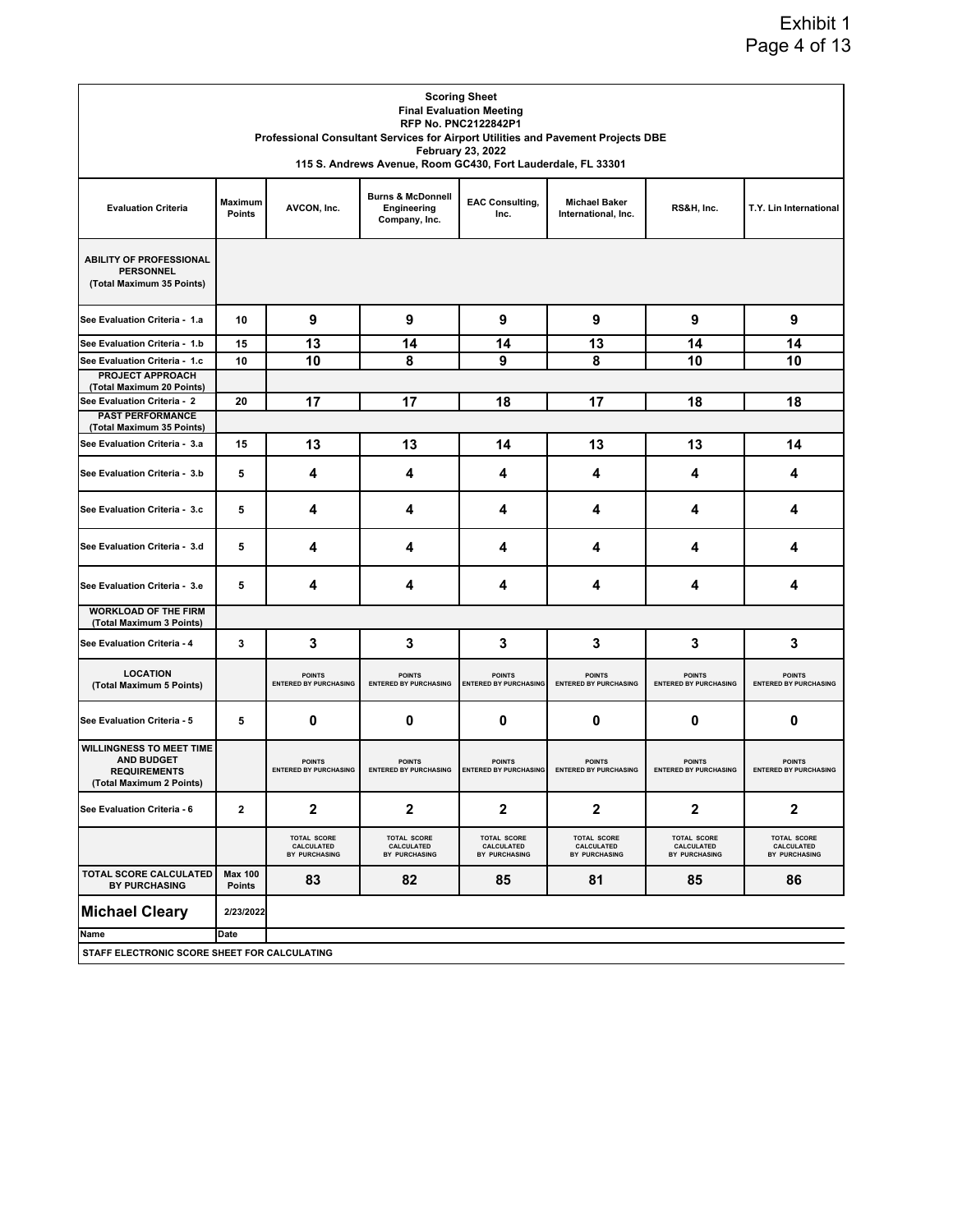Exhibit 1

**Scoring Sheet**
**Final Evaluation Meeting**
**RFP No. PNC2122842P1**
**Professional Consultant Services for Airport Utilities and Pavement Projects DBE**
**February 23, 2022**
**115 S. Andrews Avenue, Room GC430, Fort Lauderdale, FL 33301**

| Evaluation Criteria | Maximum Points | AVCON, Inc. | Burns & McDonnell Engineering Company, Inc. | EAC Consulting, Inc. | Michael Baker International, Inc. | RS&H, Inc. | T.Y. Lin International |
|---|---|---|---|---|---|---|---|
| **ABILITY OF PROFESSIONAL PERSONNEL (Total Maximum 35 Points)** | | | | | | | |
| See Evaluation Criteria - 1.a | 10 | 9 | 9 | 9 | 9 | 9 | 9 |
| See Evaluation Criteria - 1.b | 15 | 13 | 14 | 14 | 13 | 14 | 14 |
| See Evaluation Criteria - 1.c | 10 | 10 | 8 | 9 | 8 | 10 | 10 |
| **PROJECT APPROACH (Total Maximum 20 Points)** | | | | | | | |
| See Evaluation Criteria - 2 | 20 | 17 | 17 | 18 | 17 | 18 | 18 |
| **PAST PERFORMANCE (Total Maximum 35 Points)** | | | | | | | |
| See Evaluation Criteria - 3.a | 15 | 13 | 13 | 14 | 13 | 13 | 14 |
| See Evaluation Criteria - 3.b | 5 | 4 | 4 | 4 | 4 | 4 | 4 |
| See Evaluation Criteria - 3.c | 5 | 4 | 4 | 4 | 4 | 4 | 4 |
| See Evaluation Criteria - 3.d | 5 | 4 | 4 | 4 | 4 | 4 | 4 |
| See Evaluation Criteria - 3.e | 5 | 4 | 4 | 4 | 4 | 4 | 4 |
| **WORKLOAD OF THE FIRM (Total Maximum 3 Points)** | | | | | | | |
| See Evaluation Criteria - 4 | 3 | 3 | 3 | 3 | 3 | 3 | 3 |
| **LOCATION (Total Maximum 5 Points)** | | POINTS ENTERED BY PURCHASING | POINTS ENTERED BY PURCHASING | POINTS ENTERED BY PURCHASING | POINTS ENTERED BY PURCHASING | POINTS ENTERED BY PURCHASING | POINTS ENTERED BY PURCHASING |
| See Evaluation Criteria - 5 | 5 | 0 | 0 | 0 | 0 | 0 | 0 |
| **WILLINGNESS TO MEET TIME AND BUDGET REQUIREMENTS (Total Maximum 2 Points)** | | POINTS ENTERED BY PURCHASING | POINTS ENTERED BY PURCHASING | POINTS ENTERED BY PURCHASING | POINTS ENTERED BY PURCHASING | POINTS ENTERED BY PURCHASING | POINTS ENTERED BY PURCHASING |
| See Evaluation Criteria - 6 | 2 | 2 | 2 | 2 | 2 | 2 | 2 |
| | | TOTAL SCORE CALCULATED BY PURCHASING | TOTAL SCORE CALCULATED BY PURCHASING | TOTAL SCORE CALCULATED BY PURCHASING | TOTAL SCORE CALCULATED BY PURCHASING | TOTAL SCORE CALCULATED BY PURCHASING | TOTAL SCORE CALCULATED BY PURCHASING |
| **TOTAL SCORE CALCULATED BY PURCHASING** | **Max 100 Points** | 83 | 82 | 85 | 81 | 85 | 86 |

| | |
|---|---|
| **Michael Cleary** | 2/23/2022 |
| Name | Date |

**STAFF ELECTRONIC SCORE SHEET FOR CALCULATING**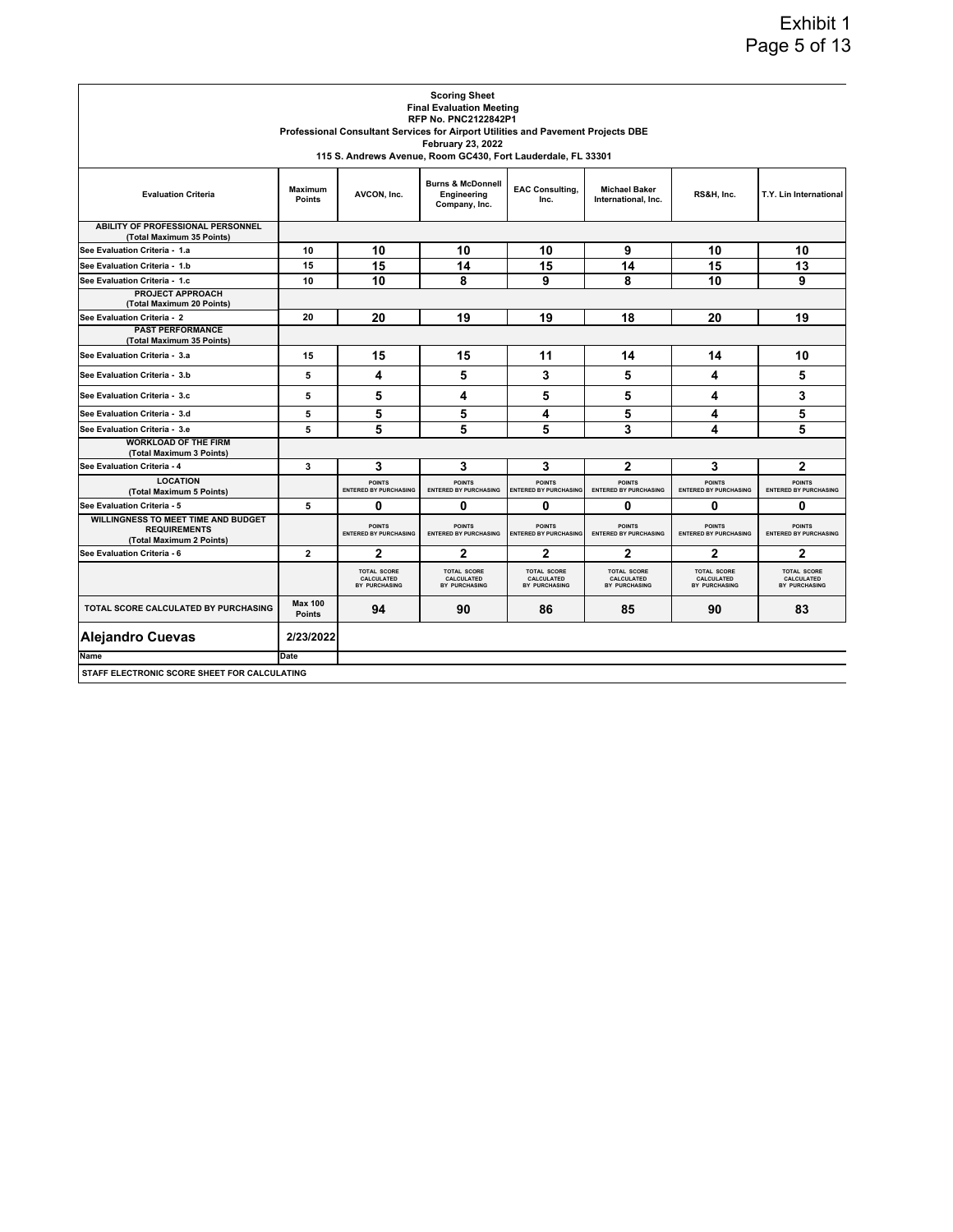**Scoring Sheet**
**Final Evaluation Meeting**
**RFP No. PNC2122842P1**
**Professional Consultant Services for Airport Utilities and Pavement Projects DBE**
**February 23, 2022**
**115 S. Andrews Avenue, Room GC430, Fort Lauderdale, FL 33301**

| Evaluation Criteria | Maximum Points | AVCON, Inc. | Burns & McDonnell Engineering Company, Inc. | EAC Consulting, Inc. | Michael Baker International, Inc. | RS&H, Inc. | T.Y. Lin International |
|---|---|---|---|---|---|---|---|
| **ABILITY OF PROFESSIONAL PERSONNEL (Total Maximum 35 Points)** | | | | | | | |
| See Evaluation Criteria - 1.a | 10 | 10 | 10 | 10 | 9 | 10 | 10 |
| See Evaluation Criteria - 1.b | 15 | 15 | 14 | 15 | 14 | 15 | 13 |
| See Evaluation Criteria - 1.c | 10 | 10 | 8 | 9 | 8 | 10 | 9 |
| **PROJECT APPROACH (Total Maximum 20 Points)** | | | | | | | |
| See Evaluation Criteria - 2 | 20 | 20 | 19 | 19 | 18 | 20 | 19 |
| **PAST PERFORMANCE (Total Maximum 35 Points)** | | | | | | | |
| See Evaluation Criteria - 3.a | 15 | 15 | 15 | 11 | 14 | 14 | 10 |
| See Evaluation Criteria - 3.b | 5 | 4 | 5 | 3 | 5 | 4 | 5 |
| See Evaluation Criteria - 3.c | 5 | 5 | 4 | 5 | 5 | 4 | 3 |
| See Evaluation Criteria - 3.d | 5 | 5 | 5 | 4 | 5 | 4 | 5 |
| See Evaluation Criteria - 3.e | 5 | 5 | 5 | 5 | 3 | 4 | 5 |
| **WORKLOAD OF THE FIRM (Total Maximum 3 Points)** | | | | | | | |
| See Evaluation Criteria - 4 | 3 | 3 | 3 | 3 | 2 | 3 | 2 |
| **LOCATION (Total Maximum 5 Points)** | | POINTS ENTERED BY PURCHASING | POINTS ENTERED BY PURCHASING | POINTS ENTERED BY PURCHASING | POINTS ENTERED BY PURCHASING | POINTS ENTERED BY PURCHASING | POINTS ENTERED BY PURCHASING |
| See Evaluation Criteria - 5 | 5 | 0 | 0 | 0 | 0 | 0 | 0 |
| **WILLINGNESS TO MEET TIME AND BUDGET REQUIREMENTS (Total Maximum 2 Points)** | | POINTS ENTERED BY PURCHASING | POINTS ENTERED BY PURCHASING | POINTS ENTERED BY PURCHASING | POINTS ENTERED BY PURCHASING | POINTS ENTERED BY PURCHASING | POINTS ENTERED BY PURCHASING |
| See Evaluation Criteria - 6 | 2 | 2 | 2 | 2 | 2 | 2 | 2 |
| | | TOTAL SCORE CALCULATED BY PURCHASING | TOTAL SCORE CALCULATED BY PURCHASING | TOTAL SCORE CALCULATED BY PURCHASING | TOTAL SCORE CALCULATED BY PURCHASING | TOTAL SCORE CALCULATED BY PURCHASING | TOTAL SCORE CALCULATED BY PURCHASING |
| **TOTAL SCORE CALCULATED BY PURCHASING** | Max 100 Points | 94 | 90 | 86 | 85 | 90 | 83 |

| | |
|---|---|
| **Alejandro Cuevas** | 2/23/2022 |
| Name | Date |

**STAFF ELECTRONIC SCORE SHEET FOR CALCULATING**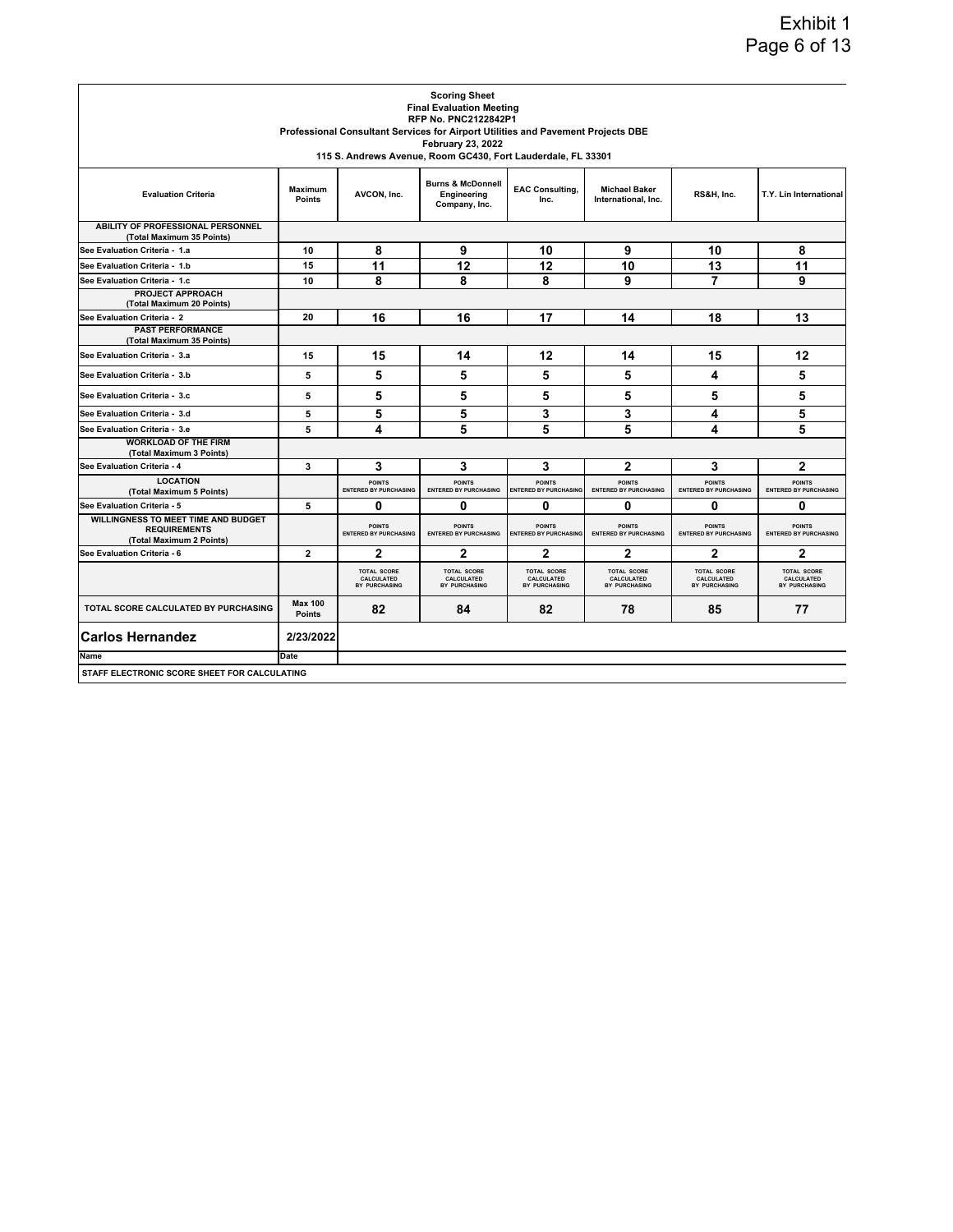**Scoring Sheet**
**Final Evaluation Meeting**
**RFP No. PNC2122842P1**
**Professional Consultant Services for Airport Utilities and Pavement Projects DBE**
**February 23, 2022**
**115 S. Andrews Avenue, Room GC430, Fort Lauderdale, FL 33301**

| Evaluation Criteria | Maximum Points | AVCON, Inc. | Burns & McDonnell Engineering Company, Inc. | EAC Consulting, Inc. | Michael Baker International, Inc. | RS&H, Inc. | T.Y. Lin International |
|---|---|---|---|---|---|---|---|
| **ABILITY OF PROFESSIONAL PERSONNEL (Total Maximum 35 Points)** | | | | | | | |
| See Evaluation Criteria - 1.a | 10 | 8 | 9 | 10 | 9 | 10 | 8 |
| See Evaluation Criteria - 1.b | 15 | 11 | 12 | 12 | 10 | 13 | 11 |
| See Evaluation Criteria - 1.c | 10 | 8 | 8 | 8 | 9 | 7 | 9 |
| **PROJECT APPROACH (Total Maximum 20 Points)** | | | | | | | |
| See Evaluation Criteria - 2 | 20 | 16 | 16 | 17 | 14 | 18 | 13 |
| **PAST PERFORMANCE (Total Maximum 35 Points)** | | | | | | | |
| See Evaluation Criteria - 3.a | 15 | 15 | 14 | 12 | 14 | 15 | 12 |
| See Evaluation Criteria - 3.b | 5 | 5 | 5 | 5 | 5 | 4 | 5 |
| See Evaluation Criteria - 3.c | 5 | 5 | 5 | 5 | 5 | 5 | 5 |
| See Evaluation Criteria - 3.d | 5 | 5 | 5 | 3 | 3 | 4 | 5 |
| See Evaluation Criteria - 3.e | 5 | 4 | 5 | 5 | 5 | 4 | 5 |
| **WORKLOAD OF THE FIRM (Total Maximum 3 Points)** | | | | | | | |
| See Evaluation Criteria - 4 | 3 | 3 | 3 | 3 | 2 | 3 | 2 |
| **LOCATION (Total Maximum 5 Points)** | | POINTS ENTERED BY PURCHASING | POINTS ENTERED BY PURCHASING | POINTS ENTERED BY PURCHASING | POINTS ENTERED BY PURCHASING | POINTS ENTERED BY PURCHASING | POINTS ENTERED BY PURCHASING |
| See Evaluation Criteria - 5 | 5 | 0 | 0 | 0 | 0 | 0 | 0 |
| **WILLINGNESS TO MEET TIME AND BUDGET REQUIREMENTS (Total Maximum 2 Points)** | | POINTS ENTERED BY PURCHASING | POINTS ENTERED BY PURCHASING | POINTS ENTERED BY PURCHASING | POINTS ENTERED BY PURCHASING | POINTS ENTERED BY PURCHASING | POINTS ENTERED BY PURCHASING |
| See Evaluation Criteria - 6 | 2 | 2 | 2 | 2 | 2 | 2 | 2 |
| | | TOTAL SCORE CALCULATED BY PURCHASING | TOTAL SCORE CALCULATED BY PURCHASING | TOTAL SCORE CALCULATED BY PURCHASING | TOTAL SCORE CALCULATED BY PURCHASING | TOTAL SCORE CALCULATED BY PURCHASING | TOTAL SCORE CALCULATED BY PURCHASING |
| **TOTAL SCORE CALCULATED BY PURCHASING** | Max 100 Points | 82 | 84 | 82 | 78 | 85 | 77 |

| | |
|---|---|
| **Carlos Hernandez** | 2/23/2022 |
| Name | Date |

**STAFF ELECTRONIC SCORE SHEET FOR CALCULATING**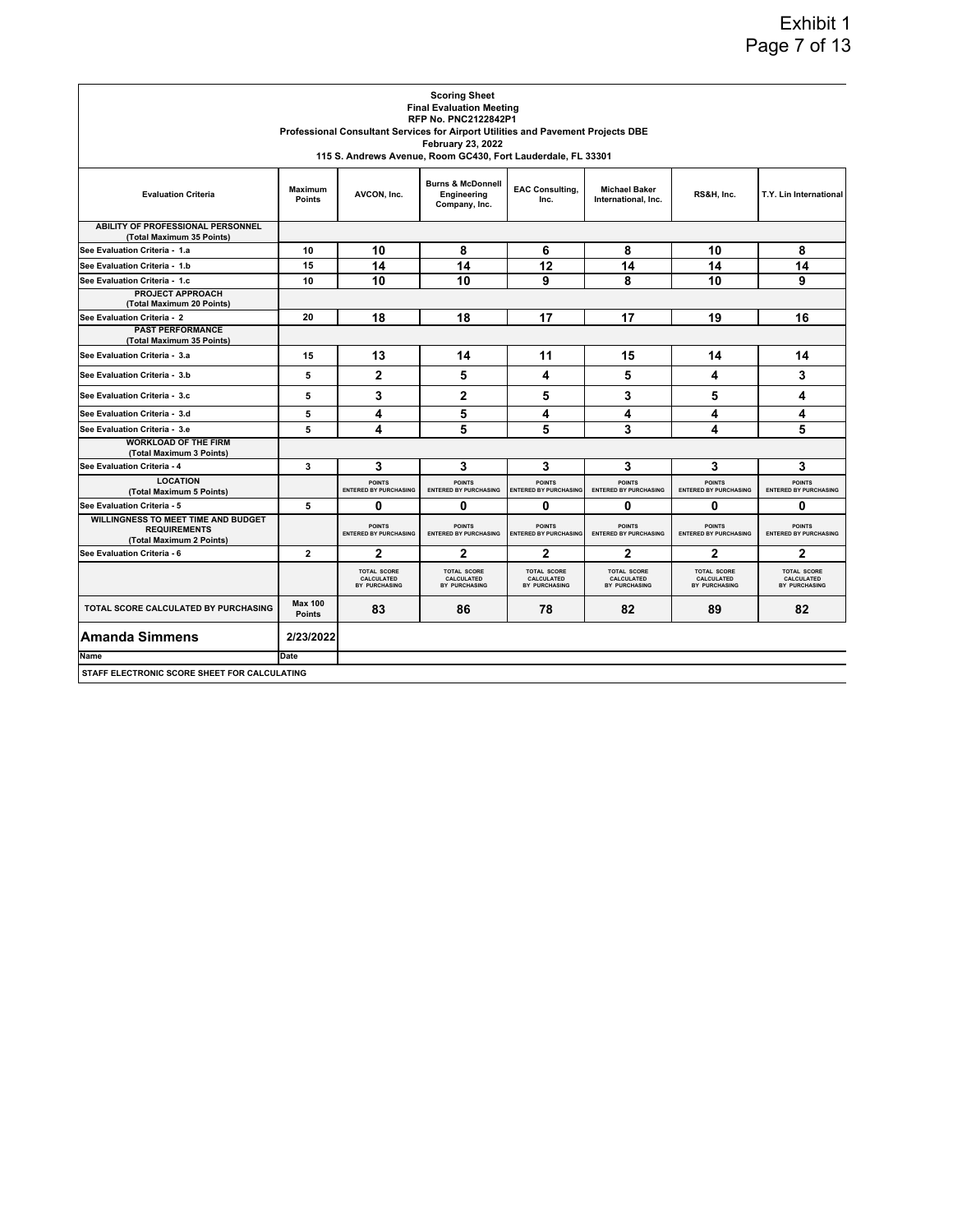**Scoring Sheet**
**Final Evaluation Meeting**
**RFP No. PNC2122842P1**
**Professional Consultant Services for Airport Utilities and Pavement Projects DBE**
**February 23, 2022**
**115 S. Andrews Avenue, Room GC430, Fort Lauderdale, FL 33301**

| Evaluation Criteria | Maximum Points | AVCON, Inc. | Burns & McDonnell Engineering Company, Inc. | EAC Consulting, Inc. | Michael Baker International, Inc. | RS&H, Inc. | T.Y. Lin International |
|---|---|---|---|---|---|---|---|
| **ABILITY OF PROFESSIONAL PERSONNEL (Total Maximum 35 Points)** | | | | | | | |
| See Evaluation Criteria - 1.a | 10 | 10 | 8 | 6 | 8 | 10 | 8 |
| See Evaluation Criteria - 1.b | 15 | 14 | 14 | 12 | 14 | 14 | 14 |
| See Evaluation Criteria - 1.c | 10 | 10 | 10 | 9 | 8 | 10 | 9 |
| **PROJECT APPROACH (Total Maximum 20 Points)** | | | | | | | |
| See Evaluation Criteria - 2 | 20 | 18 | 18 | 17 | 17 | 19 | 16 |
| **PAST PERFORMANCE (Total Maximum 35 Points)** | | | | | | | |
| See Evaluation Criteria - 3.a | 15 | 13 | 14 | 11 | 15 | 14 | 14 |
| See Evaluation Criteria - 3.b | 5 | 2 | 5 | 4 | 5 | 4 | 3 |
| See Evaluation Criteria - 3.c | 5 | 3 | 2 | 5 | 3 | 5 | 4 |
| See Evaluation Criteria - 3.d | 5 | 4 | 5 | 4 | 4 | 4 | 4 |
| See Evaluation Criteria - 3.e | 5 | 4 | 5 | 5 | 3 | 4 | 5 |
| **WORKLOAD OF THE FIRM (Total Maximum 3 Points)** | | | | | | | |
| See Evaluation Criteria - 4 | 3 | 3 | 3 | 3 | 3 | 3 | 3 |
| **LOCATION (Total Maximum 5 Points)** | | POINTS ENTERED BY PURCHASING | POINTS ENTERED BY PURCHASING | POINTS ENTERED BY PURCHASING | POINTS ENTERED BY PURCHASING | POINTS ENTERED BY PURCHASING | POINTS ENTERED BY PURCHASING |
| See Evaluation Criteria - 5 | 5 | 0 | 0 | 0 | 0 | 0 | 0 |
| **WILLINGNESS TO MEET TIME AND BUDGET REQUIREMENTS (Total Maximum 2 Points)** | | POINTS ENTERED BY PURCHASING | POINTS ENTERED BY PURCHASING | POINTS ENTERED BY PURCHASING | POINTS ENTERED BY PURCHASING | POINTS ENTERED BY PURCHASING | POINTS ENTERED BY PURCHASING |
| See Evaluation Criteria - 6 | 2 | 2 | 2 | 2 | 2 | 2 | 2 |
| | | TOTAL SCORE CALCULATED BY PURCHASING | TOTAL SCORE CALCULATED BY PURCHASING | TOTAL SCORE CALCULATED BY PURCHASING | TOTAL SCORE CALCULATED BY PURCHASING | TOTAL SCORE CALCULATED BY PURCHASING | TOTAL SCORE CALCULATED BY PURCHASING |
| **TOTAL SCORE CALCULATED BY PURCHASING** | Max 100 Points | 83 | 86 | 78 | 82 | 89 | 82 |

| | |
|---|---|
| **Amanda Simmens** | 2/23/2022 |
| Name | Date |

**STAFF ELECTRONIC SCORE SHEET FOR CALCULATING**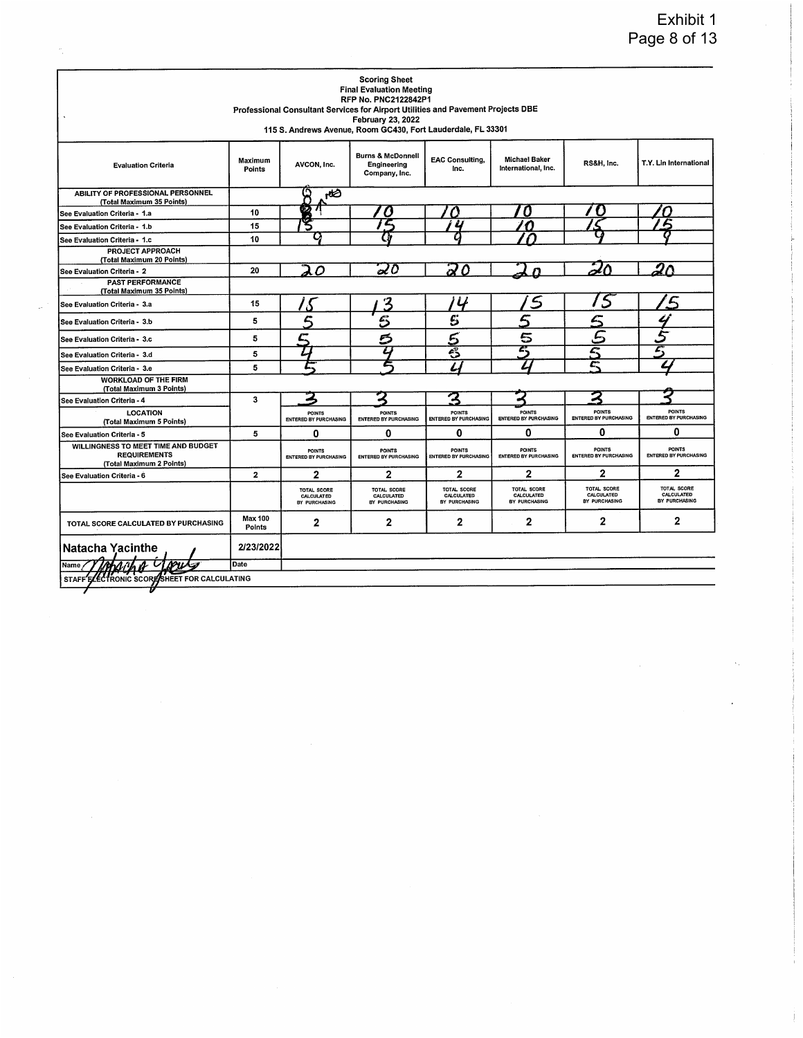Scoring Sheet
Final Evaluation Meeting
RFP No. PNC2122842P1
Professional Consultant Services for Airport Utilities and Pavement Projects DBE
February 23, 2022
115 S. Andrews Avenue, Room GC430, Fort Lauderdale, FL 33301

| Evaluation Criteria | Maximum Points | AVCON, Inc. | Burns & McDonnell Engineering Company, Inc. | EAC Consulting, Inc. | Michael Baker International, Inc. | RS&H, Inc. | T.Y. Lin International |
|---|---|---|---|---|---|---|---|
| ABILITY OF PROFESSIONAL PERSONNEL (Total Maximum 35 Points) | | | | | | | |
| See Evaluation Criteria - 1.a | 10 | 8 | 10 | 10 | 10 | 10 | 10 |
| See Evaluation Criteria - 1.b | 15 | 13 | 15 | 14 | 10 | 15 | 15 |
| See Evaluation Criteria - 1.c | 10 | 9 | 9 | 9 | 10 | 9 | 9 |
| PROJECT APPROACH (Total Maximum 20 Points) | | | | | | | |
| See Evaluation Criteria - 2 | 20 | 20 | 20 | 20 | 20 | 20 | 20 |
| PAST PERFORMANCE (Total Maximum 35 Points) | | | | | | | |
| See Evaluation Criteria - 3.a | 15 | 15 | 13 | 14 | 15 | 15 | 15 |
| See Evaluation Criteria - 3.b | 5 | 5 | 5 | 5 | 5 | 5 | 4 |
| See Evaluation Criteria - 3.c | 5 | 5 | 5 | 5 | 5 | 5 | 5 |
| See Evaluation Criteria - 3.d | 5 | 4 | 4 | 3 | 5 | 5 | 5 |
| See Evaluation Criteria - 3.e | 5 | 5 | 5 | 4 | 4 | 5 | 4 |
| WORKLOAD OF THE FIRM (Total Maximum 3 Points) | | | | | | | |
| See Evaluation Criteria - 4 | 3 | 3 | 3 | 3 | 3 | 3 | 3 |
| LOCATION (Total Maximum 5 Points) | | POINTS ENTERED BY PURCHASING | POINTS ENTERED BY PURCHASING | POINTS ENTERED BY PURCHASING | POINTS ENTERED BY PURCHASING | POINTS ENTERED BY PURCHASING | POINTS ENTERED BY PURCHASING |
| See Evaluation Criteria - 5 | 5 | 0 | 0 | 0 | 0 | 0 | 0 |
| WILLINGNESS TO MEET TIME AND BUDGET REQUIREMENTS (Total Maximum 2 Points) | | POINTS ENTERED BY PURCHASING | POINTS ENTERED BY PURCHASING | POINTS ENTERED BY PURCHASING | POINTS ENTERED BY PURCHASING | POINTS ENTERED BY PURCHASING | POINTS ENTERED BY PURCHASING |
| See Evaluation Criteria - 6 | 2 | 2 | 2 | 2 | 2 | 2 | 2 |
| | | TOTAL SCORE CALCULATED BY PURCHASING | TOTAL SCORE CALCULATED BY PURCHASING | TOTAL SCORE CALCULATED BY PURCHASING | TOTAL SCORE CALCULATED BY PURCHASING | TOTAL SCORE CALCULATED BY PURCHASING | TOTAL SCORE CALCULATED BY PURCHASING |
| TOTAL SCORE CALCULATED BY PURCHASING | Max 100 Points | 2 | 2 | 2 | 2 | 2 | 2 |

| | |
|---|---|
| Natacha Yacinthe | 2/23/2022 |
| Name | Date |

STAFF ELECTRONIC SCORE SHEET FOR CALCULATING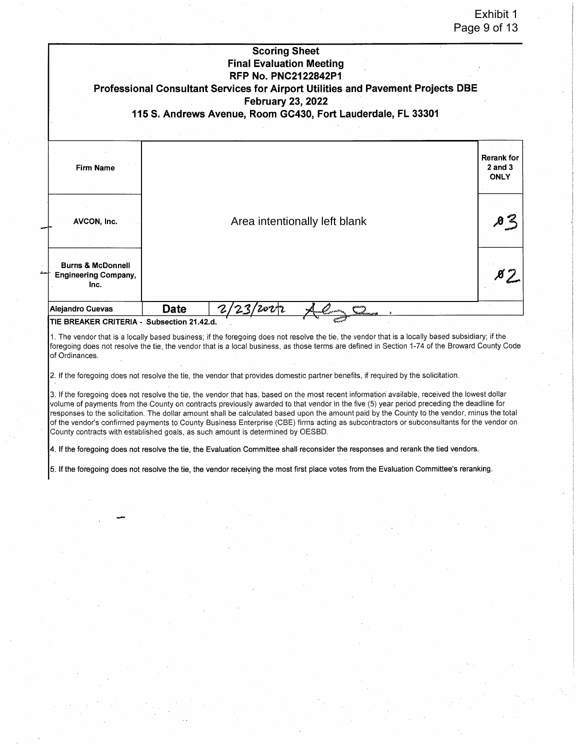# Scoring Sheet
## Final Evaluation Meeting
## RFP No. PNC2122842P1
## Professional Consultant Services for Airport Utilities and Pavement Projects DBE
## February 23, 2022
## 115 S. Andrews Avenue, Room GC430, Fort Lauderdale, FL 33301

| Firm Name | | Rerank for 2 and 3 ONLY |
|---|---|---|
| AVCON, Inc. | Area intentionally left blank | 03 |
| Burns & McDonnell Engineering Company, Inc. | | 02 |
| Alejandro Cuevas | Date 2/23/2022 | |

**TIE BREAKER CRITERIA - Subsection 21.42.d.**

1. The vendor that is a locally based business; if the foregoing does not resolve the tie, the vendor that is a locally based subsidiary; if the foregoing does not resolve the tie, the vendor that is a local business, as those terms are defined in Section 1-74 of the Broward County Code of Ordinances.

2. If the foregoing does not resolve the tie, the vendor that provides domestic partner benefits, if required by the solicitation.

3. If the foregoing does not resolve the tie, the vendor that has, based on the most recent information available, received the lowest dollar volume of payments from the County on contracts previously awarded to that vendor in the five (5) year period preceding the deadline for responses to the solicitation. The dollar amount shall be calculated based upon the amount paid by the County to the vendor, minus the total of the vendor's confirmed payments to County Business Enterprise (CBE) firms acting as subcontractors or subconsultants for the vendor on County contracts with established goals, as such amount is determined by OESBD.

4. If the foregoing does not resolve the tie, the Evaluation Committee shall reconsider the responses and rerank the tied vendors.

5. If the foregoing does not resolve the tie, the vendor receiving the most first place votes from the Evaluation Committee's reranking.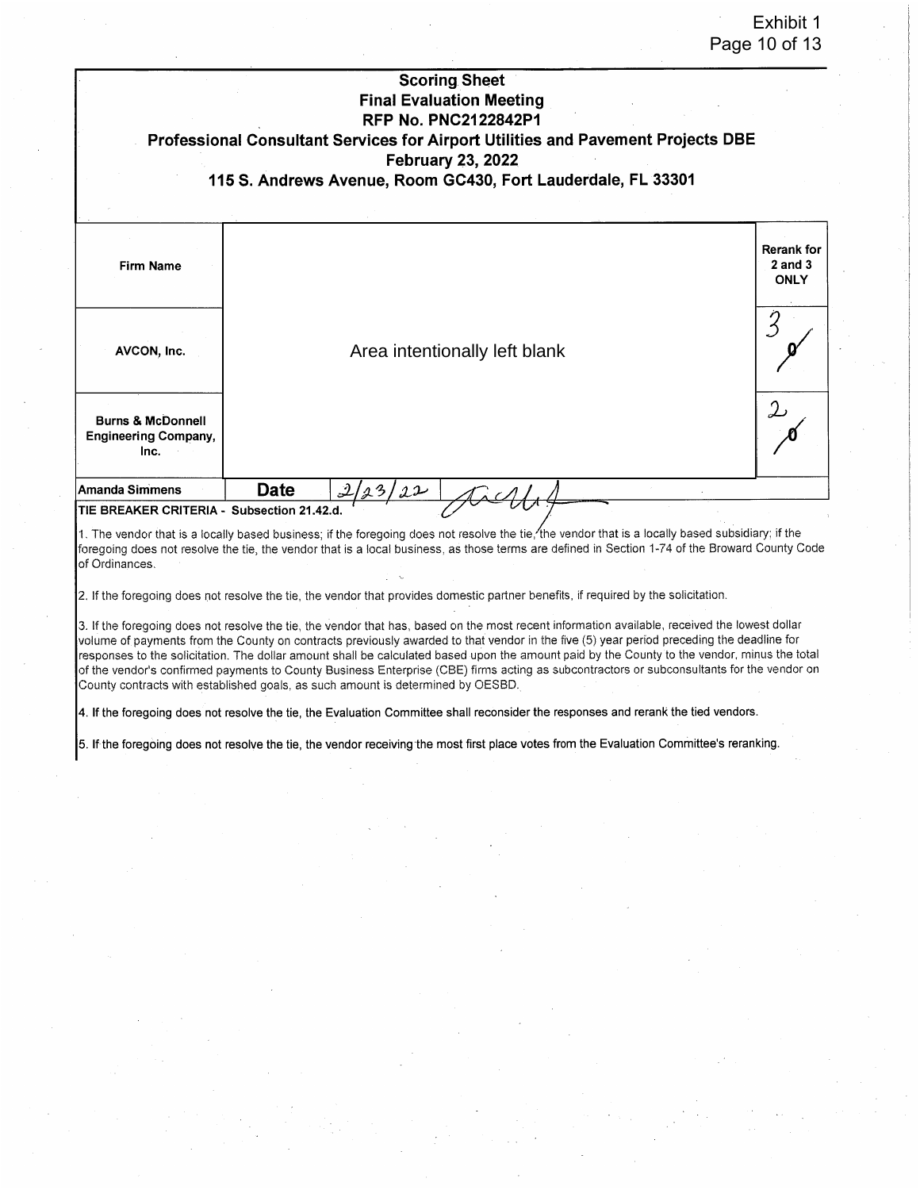Exhibit 1

## Scoring Sheet
## Final Evaluation Meeting
## RFP No. PNC2122842P1
## Professional Consultant Services for Airport Utilities and Pavement Projects DBE
## February 23, 2022
## 115 S. Andrews Avenue, Room GC430, Fort Lauderdale, FL 33301

| Firm Name | | Rerank for 2 and 3 ONLY |
|---|---|---|
| AVCON, Inc. | Area intentionally left blank | 3 |
| Burns & McDonnell Engineering Company, Inc. | | 2 |
| Amanda Simmens | Date 2/23/22 | |

**TIE BREAKER CRITERIA - Subsection 21.42.d.**

1. The vendor that is a locally based business; if the foregoing does not resolve the tie, the vendor that is a locally based subsidiary; if the foregoing does not resolve the tie, the vendor that is a local business, as those terms are defined in Section 1-74 of the Broward County Code of Ordinances.

2. If the foregoing does not resolve the tie, the vendor that provides domestic partner benefits, if required by the solicitation.

3. If the foregoing does not resolve the tie, the vendor that has, based on the most recent information available, received the lowest dollar volume of payments from the County on contracts previously awarded to that vendor in the five (5) year period preceding the deadline for responses to the solicitation. The dollar amount shall be calculated based upon the amount paid by the County to the vendor, minus the total of the vendor's confirmed payments to County Business Enterprise (CBE) firms acting as subcontractors or subconsultants for the vendor on County contracts with established goals, as such amount is determined by OESBD.

4. If the foregoing does not resolve the tie, the Evaluation Committee shall reconsider the responses and rerank the tied vendors.

5. If the foregoing does not resolve the tie, the vendor receiving the most first place votes from the Evaluation Committee's reranking.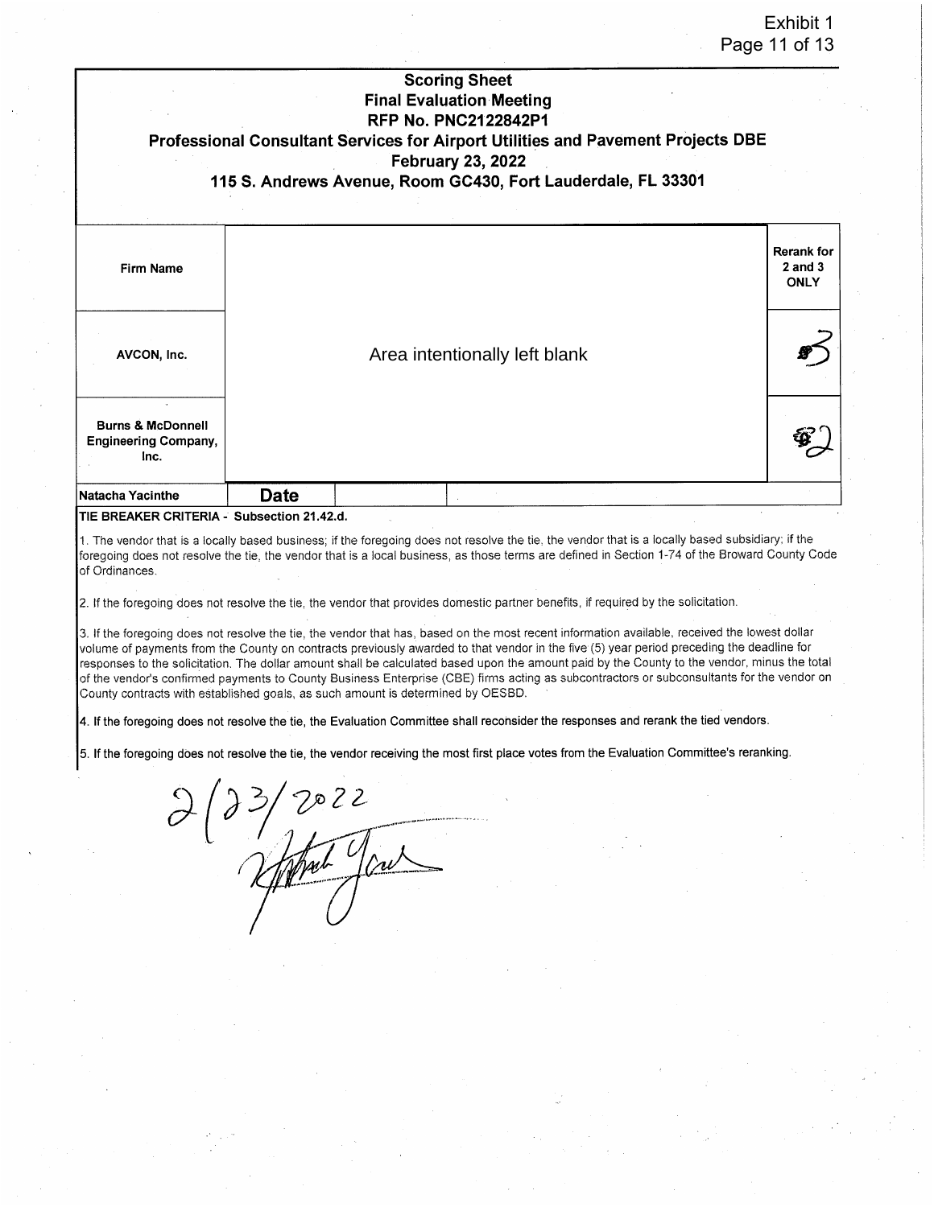# Scoring Sheet
## Final Evaluation Meeting
## RFP No. PNC2122842P1
## Professional Consultant Services for Airport Utilities and Pavement Projects DBE
## February 23, 2022
## 115 S. Andrews Avenue, Room GC430, Fort Lauderdale, FL 33301

| Firm Name | | Rerank for 2 and 3 ONLY |
|---|---|---|
| AVCON, Inc. | Area intentionally left blank | 3 |
| Burns & McDonnell Engineering Company, Inc. | | 2 |
| Natacha Yacinthe | Date | |

**TIE BREAKER CRITERIA - Subsection 21.42.d.**

1. The vendor that is a locally based business; if the foregoing does not resolve the tie, the vendor that is a locally based subsidiary; if the foregoing does not resolve the tie, the vendor that is a local business, as those terms are defined in Section 1-74 of the Broward County Code of Ordinances.

2. If the foregoing does not resolve the tie, the vendor that provides domestic partner benefits, if required by the solicitation.

3. If the foregoing does not resolve the tie, the vendor that has, based on the most recent information available, received the lowest dollar volume of payments from the County on contracts previously awarded to that vendor in the five (5) year period preceding the deadline for responses to the solicitation. The dollar amount shall be calculated based upon the amount paid by the County to the vendor, minus the total of the vendor's confirmed payments to County Business Enterprise (CBE) firms acting as subcontractors or subconsultants for the vendor on County contracts with established goals, as such amount is determined by OESBD.

4. If the foregoing does not resolve the tie, the Evaluation Committee shall reconsider the responses and rerank the tied vendors.

5. If the foregoing does not resolve the tie, the vendor receiving the most first place votes from the Evaluation Committee's reranking.

2/23/2022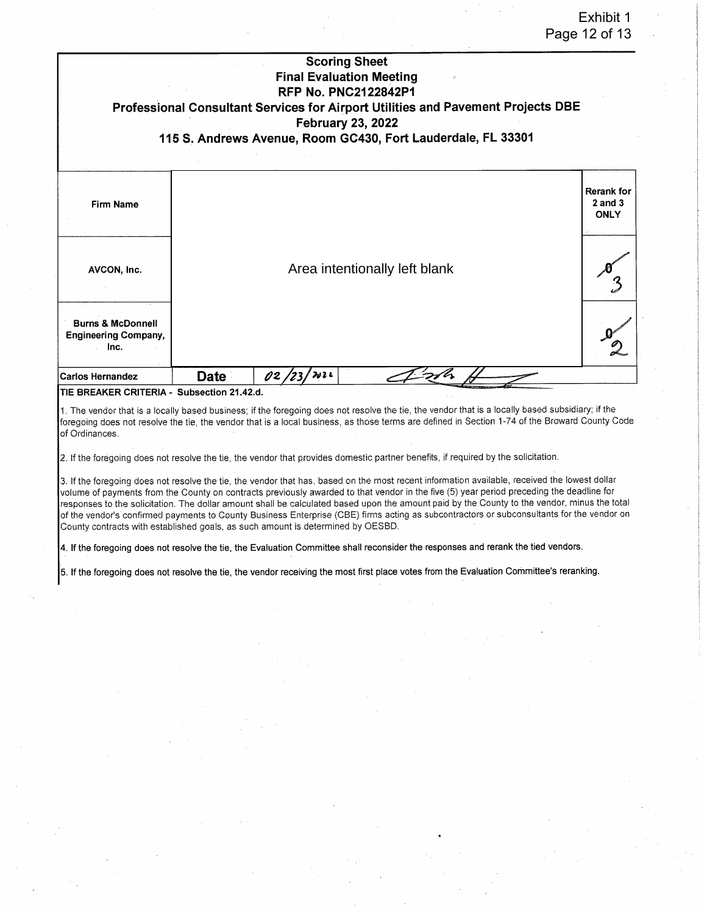Exhibit 1

**Scoring Sheet**
**Final Evaluation Meeting**
**RFP No. PNC2122842P1**
**Professional Consultant Services for Airport Utilities and Pavement Projects DBE**
**February 23, 2022**
**115 S. Andrews Avenue, Room GC430, Fort Lauderdale, FL 33301**

| Firm Name | | | | Rerank for 2 and 3 ONLY |
|---|---|---|---|---|
| AVCON, Inc. | Area intentionally left blank | | | ~~0~~ 3 |
| Burns & McDonnell Engineering Company, Inc. | | | | ~~0~~ 2 |
| Carlos Hernandez | Date | 02/23/2022 | [signature] | |

**TIE BREAKER CRITERIA - Subsection 21.42.d.**

1. The vendor that is a locally based business; if the foregoing does not resolve the tie, the vendor that is a locally based subsidiary; if the foregoing does not resolve the tie, the vendor that is a local business, as those terms are defined in Section 1-74 of the Broward County Code of Ordinances.

2. If the foregoing does not resolve the tie, the vendor that provides domestic partner benefits, if required by the solicitation.

3. If the foregoing does not resolve the tie, the vendor that has, based on the most recent information available, received the lowest dollar volume of payments from the County on contracts previously awarded to that vendor in the five (5) year period preceding the deadline for responses to the solicitation. The dollar amount shall be calculated based upon the amount paid by the County to the vendor, minus the total of the vendor's confirmed payments to County Business Enterprise (CBE) firms acting as subcontractors or subconsultants for the vendor on County contracts with established goals, as such amount is determined by OESBD.

4. If the foregoing does not resolve the tie, the Evaluation Committee shall reconsider the responses and rerank the tied vendors.

5. If the foregoing does not resolve the tie, the vendor receiving the most first place votes from the Evaluation Committee's reranking.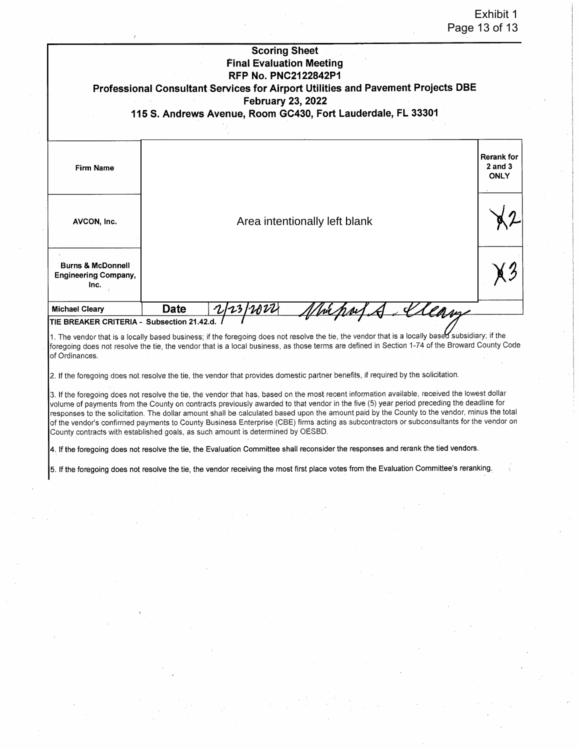# Scoring Sheet
## Final Evaluation Meeting
## RFP No. PNC2122842P1
## Professional Consultant Services for Airport Utilities and Pavement Projects DBE
## February 23, 2022
## 115 S. Andrews Avenue, Room GC430, Fort Lauderdale, FL 33301

| Firm Name | | Rerank for 2 and 3 ONLY |
|---|---|---|
| AVCON, Inc. | Area intentionally left blank | X2 |
| Burns & McDonnell Engineering Company, Inc. | | X3 |
| Michael Cleary | Date 2/23/2022 Michael A. Cleary | |

**TIE BREAKER CRITERIA - Subsection 21.42.d.**

1. The vendor that is a locally based business; if the foregoing does not resolve the tie, the vendor that is a locally based subsidiary; if the foregoing does not resolve the tie, the vendor that is a local business, as those terms are defined in Section 1-74 of the Broward County Code of Ordinances.

2. If the foregoing does not resolve the tie, the vendor that provides domestic partner benefits, if required by the solicitation.

3. If the foregoing does not resolve the tie, the vendor that has, based on the most recent information available, received the lowest dollar volume of payments from the County on contracts previously awarded to that vendor in the five (5) year period preceding the deadline for responses to the solicitation. The dollar amount shall be calculated based upon the amount paid by the County to the vendor, minus the total of the vendor's confirmed payments to County Business Enterprise (CBE) firms acting as subcontractors or subconsultants for the vendor on County contracts with established goals, as such amount is determined by OESBD.

4. If the foregoing does not resolve the tie, the Evaluation Committee shall reconsider the responses and rerank the tied vendors.

5. If the foregoing does not resolve the tie, the vendor receiving the most first place votes from the Evaluation Committee's reranking.